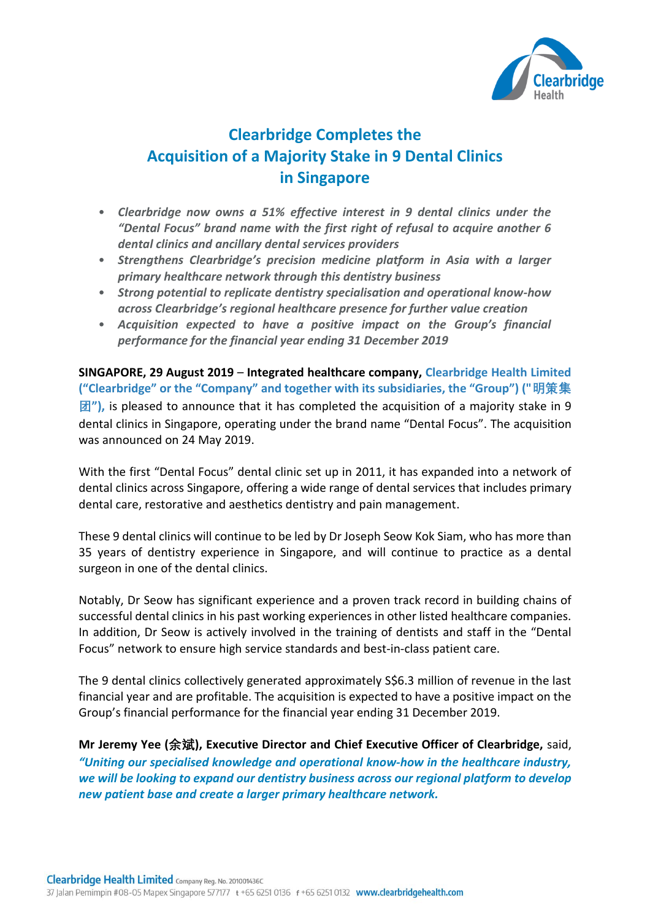# Clearbridge Completes the Acquisition of a Majority Stake in 9 Dental Clinics in Singapore

- *Clearbridge now owns a 51% effective interest in 9 dental clinics under the "Dental Focus" brand name with the first right of refusal to acquire another 6 dental clinics and ancillary dental services providers*
- *Strengthens Clearbridge's precision medicine platform in Asia with a larger primary healthcare network through this dentistry business*
- *Strong potential to replicate dentistry specialisation and operational know-how across Clearbridge's regional healthcare presence for further value creation*
- *Acquisition expected to have a positive impact on the Group's financial performance for the financial year ending 31 December 2019*

**SINGAPORE, 29 August 2019** – **Integrated healthcare company, Clearbridge Health Limited ("Clearbridge" or the "Company" and together with its subsidiaries, the "Group") ("明策集团"),** is pleased to announce that it has completed the acquisition of a majority stake in 9 dental clinics in Singapore, operating under the brand name "Dental Focus". The acquisition was announced on 24 May 2019.

With the first "Dental Focus" dental clinic set up in 2011, it has expanded into a network of dental clinics across Singapore, offering a wide range of dental services that includes primary dental care, restorative and aesthetics dentistry and pain management.

These 9 dental clinics will continue to be led by Dr Joseph Seow Kok Siam, who has more than 35 years of dentistry experience in Singapore, and will continue to practice as a dental surgeon in one of the dental clinics.

Notably, Dr Seow has significant experience and a proven track record in building chains of successful dental clinics in his past working experiences in other listed healthcare companies. In addition, Dr Seow is actively involved in the training of dentists and staff in the "Dental Focus" network to ensure high service standards and best-in-class patient care.

The 9 dental clinics collectively generated approximately S$6.3 million of revenue in the last financial year and are profitable. The acquisition is expected to have a positive impact on the Group's financial performance for the financial year ending 31 December 2019.

**Mr Jeremy Yee (余斌), Executive Director and Chief Executive Officer of Clearbridge,** said, ***"Uniting our specialised knowledge and operational know-how in the healthcare industry, we will be looking to expand our dentistry business across our regional platform to develop new patient base and create a larger primary healthcare network.***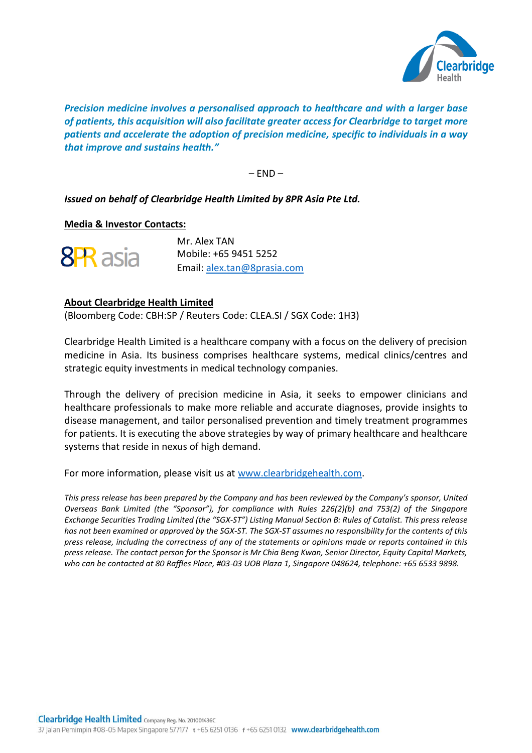***Precision medicine involves a personalised approach to healthcare and with a larger base of patients, this acquisition will also facilitate greater access for Clearbridge to target more patients and accelerate the adoption of precision medicine, specific to individuals in a way that improve and sustains health."***

– END –

***Issued on behalf of Clearbridge Health Limited by 8PR Asia Pte Ltd.***

**Media & Investor Contacts:**

Mr. Alex TAN
Mobile: +65 9451 5252
Email: alex.tan@8prasia.com

**About Clearbridge Health Limited**

(Bloomberg Code: CBH:SP / Reuters Code: CLEA.SI / SGX Code: 1H3)

Clearbridge Health Limited is a healthcare company with a focus on the delivery of precision medicine in Asia. Its business comprises healthcare systems, medical clinics/centres and strategic equity investments in medical technology companies.

Through the delivery of precision medicine in Asia, it seeks to empower clinicians and healthcare professionals to make more reliable and accurate diagnoses, provide insights to disease management, and tailor personalised prevention and timely treatment programmes for patients. It is executing the above strategies by way of primary healthcare and healthcare systems that reside in nexus of high demand.

For more information, please visit us at www.clearbridgehealth.com.

*This press release has been prepared by the Company and has been reviewed by the Company's sponsor, United Overseas Bank Limited (the "Sponsor"), for compliance with Rules 226(2)(b) and 753(2) of the Singapore Exchange Securities Trading Limited (the "SGX-ST") Listing Manual Section B: Rules of Catalist. This press release has not been examined or approved by the SGX-ST. The SGX-ST assumes no responsibility for the contents of this press release, including the correctness of any of the statements or opinions made or reports contained in this press release. The contact person for the Sponsor is Mr Chia Beng Kwan, Senior Director, Equity Capital Markets, who can be contacted at 80 Raffles Place, #03-03 UOB Plaza 1, Singapore 048624, telephone: +65 6533 9898.*